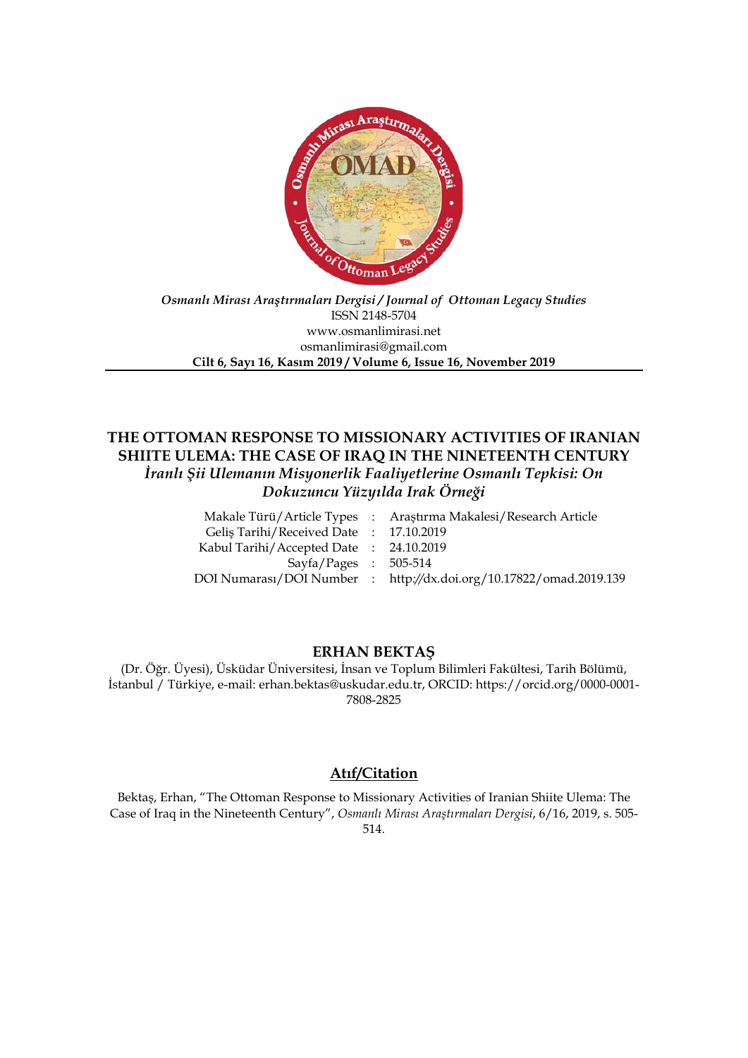*Osmanlı Mirası Araştırmaları Dergisi / Journal of Ottoman Legacy Studies*
ISSN 2148-5704
www.osmanlimirasi.net
osmanlimirasi@gmail.com
**Cilt 6, Sayı 16, Kasım 2019 / Volume 6, Issue 16, November 2019**

# THE OTTOMAN RESPONSE TO MISSIONARY ACTIVITIES OF IRANIAN SHIITE ULEMA: THE CASE OF IRAQ IN THE NINETEENTH CENTURY

## *İranlı Şii Ulemanın Misyonerlik Faaliyetlerine Osmanlı Tepkisi: On Dokuzuncu Yüzyılda Irak Örneği*

| | | |
|---|---|---|
| Makale Türü/Article Types | : | Araştırma Makalesi/Research Article |
| Geliş Tarihi/Received Date | : | 17.10.2019 |
| Kabul Tarihi/Accepted Date | : | 24.10.2019 |
| Sayfa/Pages | : | 505-514 |
| DOI Numarası/DOI Number | : | http://dx.doi.org/10.17822/omad.2019.139 |

**ERHAN BEKTAŞ**

(Dr. Öğr. Üyesi), Üsküdar Üniversitesi, İnsan ve Toplum Bilimleri Fakültesi, Tarih Bölümü, İstanbul / Türkiye, e-mail: erhan.bektas@uskudar.edu.tr, ORCID: https://orcid.org/0000-0001-7808-2825

## Atıf/Citation

Bektaş, Erhan, "The Ottoman Response to Missionary Activities of Iranian Shiite Ulema: The Case of Iraq in the Nineteenth Century", *Osmanlı Mirası Araştırmaları Dergisi*, 6/16, 2019, s. 505-514.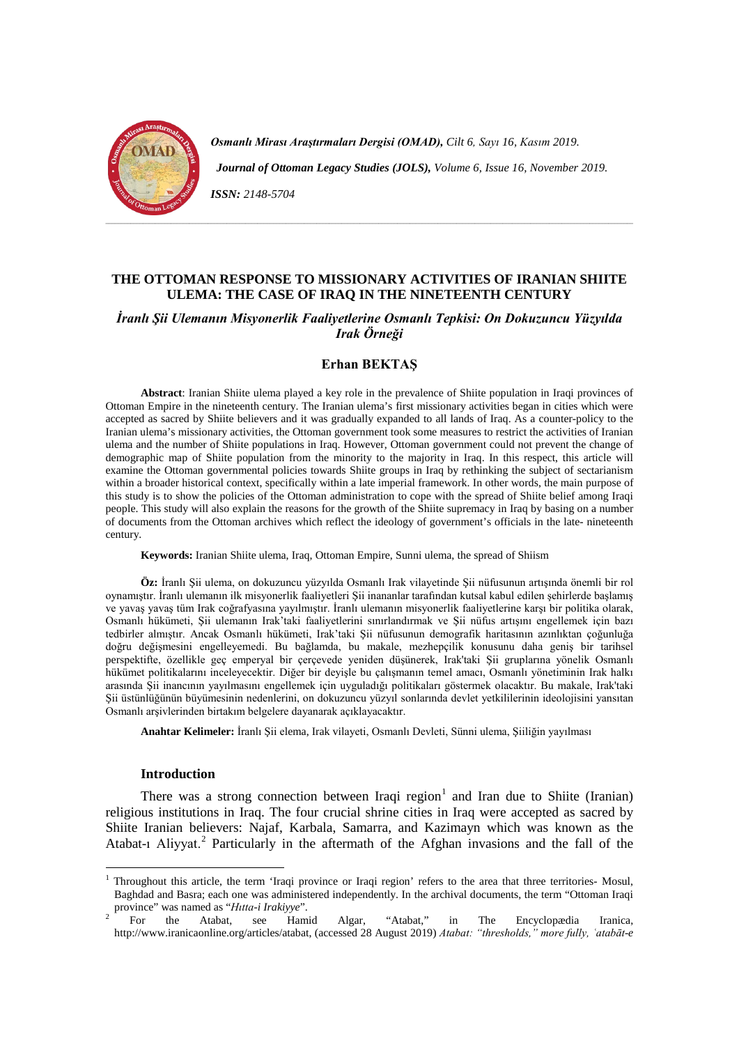# THE OTTOMAN RESPONSE TO MISSIONARY ACTIVITIES OF IRANIAN SHIITE ULEMA: THE CASE OF IRAQ IN THE NINETEENTH CENTURY

## *İranlı Şii Ulemanın Misyonerlik Faaliyetlerine Osmanlı Tepkisi: On Dokuzuncu Yüzyılda Irak Örneği*

**Erhan BEKTAŞ**

**Abstract**: Iranian Shiite ulema played a key role in the prevalence of Shiite population in Iraqi provinces of Ottoman Empire in the nineteenth century. The Iranian ulema's first missionary activities began in cities which were accepted as sacred by Shiite believers and it was gradually expanded to all lands of Iraq. As a counter-policy to the Iranian ulema's missionary activities, the Ottoman government took some measures to restrict the activities of Iranian ulema and the number of Shiite populations in Iraq. However, Ottoman government could not prevent the change of demographic map of Shiite population from the minority to the majority in Iraq. In this respect, this article will examine the Ottoman governmental policies towards Shiite groups in Iraq by rethinking the subject of sectarianism within a broader historical context, specifically within a late imperial framework. In other words, the main purpose of this study is to show the policies of the Ottoman administration to cope with the spread of Shiite belief among Iraqi people. This study will also explain the reasons for the growth of the Shiite supremacy in Iraq by basing on a number of documents from the Ottoman archives which reflect the ideology of government's officials in the late- nineteenth century.

**Keywords:** Iranian Shiite ulema, Iraq, Ottoman Empire, Sunni ulema, the spread of Shiism

**Öz:** İranlı Şii ulema, on dokuzuncu yüzyılda Osmanlı Irak vilayetinde Şii nüfusunun artışında önemli bir rol oynamıştır. İranlı ulemanın ilk misyonerlik faaliyetleri Şii inananlar tarafından kutsal kabul edilen şehirlerde başlamış ve yavaş yavaş tüm Irak coğrafyasına yayılmıştır. İranlı ulemanın misyonerlik faaliyetlerine karşı bir politika olarak, Osmanlı hükümeti, Şii ulemanın Irak'taki faaliyetlerini sınırlandırmak ve Şii nüfus artışını engellemek için bazı tedbirler almıştır. Ancak Osmanlı hükümeti, Irak'taki Şii nüfusunun demografik haritasının azınlıktan çoğunluğa doğru değişmesini engelleyemedi. Bu bağlamda, bu makale, mezhepçilik konusunu daha geniş bir tarihsel perspektifte, özellikle geç emperyal bir çerçevede yeniden düşünerek, Irak'taki Şii gruplarına yönelik Osmanlı hükümet politikalarını inceleyecektir. Diğer bir deyişle bu çalışmanın temel amacı, Osmanlı yönetiminin Irak halkı arasında Şii inancının yayılmasını engellemek için uyguladığı politikaları göstermek olacaktır. Bu makale, Irak'taki Şii üstünlüğünün büyümesinin nedenlerini, on dokuzuncu yüzyıl sonlarında devlet yetkililerinin ideolojisini yansıtan Osmanlı arşivlerinden birtakım belgelere dayanarak açıklayacaktır.

**Anahtar Kelimeler:** İranlı Şii elema, Irak vilayeti, Osmanlı Devleti, Sünni ulema, Şiiliğin yayılması

### Introduction

There was a strong connection between Iraqi region[1] and Iran due to Shiite (Iranian) religious institutions in Iraq. The four crucial shrine cities in Iraq were accepted as sacred by Shiite Iranian believers: Najaf, Karbala, Samarra, and Kazimayn which was known as the Atabat-ı Aliyyat.[2] Particularly in the aftermath of the Afghan invasions and the fall of the

---

[1] Throughout this article, the term 'Iraqi province or Iraqi region' refers to the area that three territories- Mosul, Baghdad and Basra; each one was administered independently. In the archival documents, the term "Ottoman Iraqi province" was named as "*Hıtta-i Irakiyye*".

[2] For the Atabat, see Hamid Algar, "Atabat," in The Encyclopædia Iranica, http://www.iranicaonline.org/articles/atabat, (accessed 28 August 2019) *Atabat: "thresholds," more fully, ʿatabāt-e*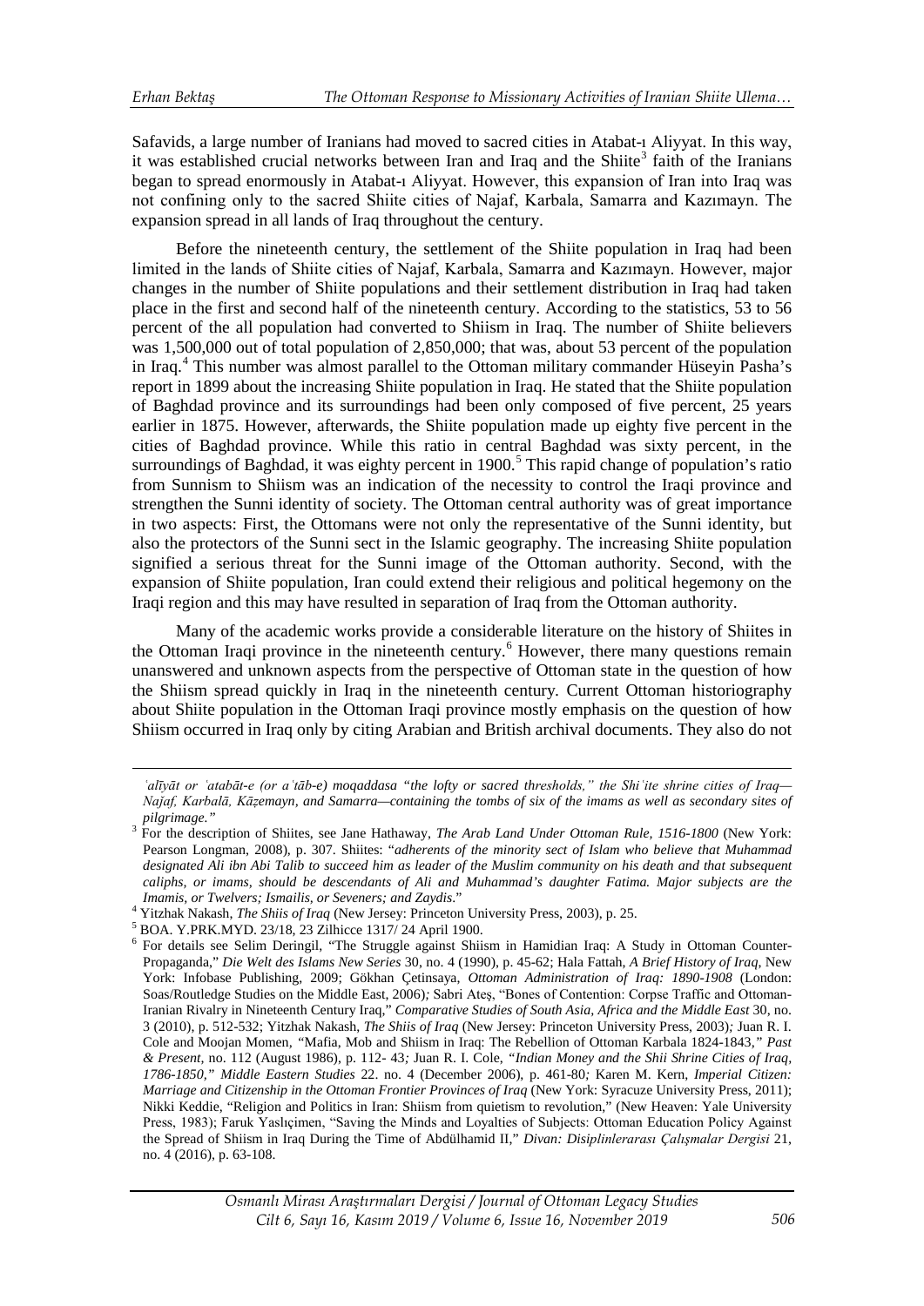Safavids, a large number of Iranians had moved to sacred cities in Atabat-ı Aliyyat. In this way, it was established crucial networks between Iran and Iraq and the Shiite[3] faith of the Iranians began to spread enormously in Atabat-ı Aliyyat. However, this expansion of Iran into Iraq was not confining only to the sacred Shiite cities of Najaf, Karbala, Samarra and Kazımayn. The expansion spread in all lands of Iraq throughout the century.

Before the nineteenth century, the settlement of the Shiite population in Iraq had been limited in the lands of Shiite cities of Najaf, Karbala, Samarra and Kazımayn. However, major changes in the number of Shiite populations and their settlement distribution in Iraq had taken place in the first and second half of the nineteenth century. According to the statistics, 53 to 56 percent of the all population had converted to Shiism in Iraq. The number of Shiite believers was 1,500,000 out of total population of 2,850,000; that was, about 53 percent of the population in Iraq.[4] This number was almost parallel to the Ottoman military commander Hüseyin Pasha's report in 1899 about the increasing Shiite population in Iraq. He stated that the Shiite population of Baghdad province and its surroundings had been only composed of five percent, 25 years earlier in 1875. However, afterwards, the Shiite population made up eighty five percent in the cities of Baghdad province. While this ratio in central Baghdad was sixty percent, in the surroundings of Baghdad, it was eighty percent in 1900.[5] This rapid change of population's ratio from Sunnism to Shiism was an indication of the necessity to control the Iraqi province and strengthen the Sunni identity of society. The Ottoman central authority was of great importance in two aspects: First, the Ottomans were not only the representative of the Sunni identity, but also the protectors of the Sunni sect in the Islamic geography. The increasing Shiite population signified a serious threat for the Sunni image of the Ottoman authority. Second, with the expansion of Shiite population, Iran could extend their religious and political hegemony on the Iraqi region and this may have resulted in separation of Iraq from the Ottoman authority.

Many of the academic works provide a considerable literature on the history of Shiites in the Ottoman Iraqi province in the nineteenth century.[6] However, there many questions remain unanswered and unknown aspects from the perspective of Ottoman state in the question of how the Shiism spread quickly in Iraq in the nineteenth century. Current Ottoman historiography about Shiite population in the Ottoman Iraqi province mostly emphasis on the question of how Shiism occurred in Iraq only by citing Arabian and British archival documents. They also do not

---

*ʿalīyāt or ʿatabāt-e (or aʿtāb-e) moqaddasa "the lofty or sacred thresholds," the Shiʿite shrine cities of Iraq—Najaf, Karbalā, Kāẓemayn, and Samarra—containing the tombs of six of the imams as well as secondary sites of pilgrimage."*

[3] For the description of Shiites, see Jane Hathaway, *The Arab Land Under Ottoman Rule, 1516-1800* (New York: Pearson Longman, 2008), p. 307. Shiites: "*adherents of the minority sect of Islam who believe that Muhammad designated Ali ibn Abi Talib to succeed him as leader of the Muslim community on his death and that subsequent caliphs, or imams, should be descendants of Ali and Muhammad's daughter Fatima. Major subjects are the Imamis, or Twelvers; Ismailis, or Seveners; and Zaydis.*"

[4] Yitzhak Nakash, *The Shiis of Iraq* (New Jersey: Princeton University Press, 2003), p. 25.

[5] BOA. Y.PRK.MYD. 23/18, 23 Zilhicce 1317/ 24 April 1900.

[6] For details see Selim Deringil, "The Struggle against Shiism in Hamidian Iraq: A Study in Ottoman Counter-Propaganda," *Die Welt des Islams New Series* 30, no. 4 (1990), p. 45-62; Hala Fattah, *A Brief History of Iraq*, New York: Infobase Publishing, 2009; Gökhan Çetinsaya, *Ottoman Administration of Iraq: 1890-1908* (London: Soas/Routledge Studies on the Middle East, 2006); Sabri Ateş, "Bones of Contention: Corpse Traffic and Ottoman-Iranian Rivalry in Nineteenth Century Iraq," *Comparative Studies of South Asia, Africa and the Middle East* 30, no. 3 (2010), p. 512-532; Yitzhak Nakash, *The Shiis of Iraq* (New Jersey: Princeton University Press, 2003); Juan R. I. Cole and Moojan Momen, *"Mafia, Mob and Shiism in Iraq: The Rebellion of Ottoman Karbala 1824-1843," Past & Present*, no. 112 (August 1986), p. 112- 43; Juan R. I. Cole, *"Indian Money and the Shii Shrine Cities of Iraq, 1786-1850," Middle Eastern Studies* 22. no. 4 (December 2006), p. 461-80; Karen M. Kern, *Imperial Citizen: Marriage and Citizenship in the Ottoman Frontier Provinces of Iraq* (New York: Syracuze University Press, 2011); Nikki Keddie, "Religion and Politics in Iran: Shiism from quietism to revolution," (New Heaven: Yale University Press, 1983); Faruk Yaslıçimen, "Saving the Minds and Loyalties of Subjects: Ottoman Education Policy Against the Spread of Shiism in Iraq During the Time of Abdülhamid II," *Divan: Disiplinlerarası Çalışmalar Dergisi* 21, no. 4 (2016), p. 63-108.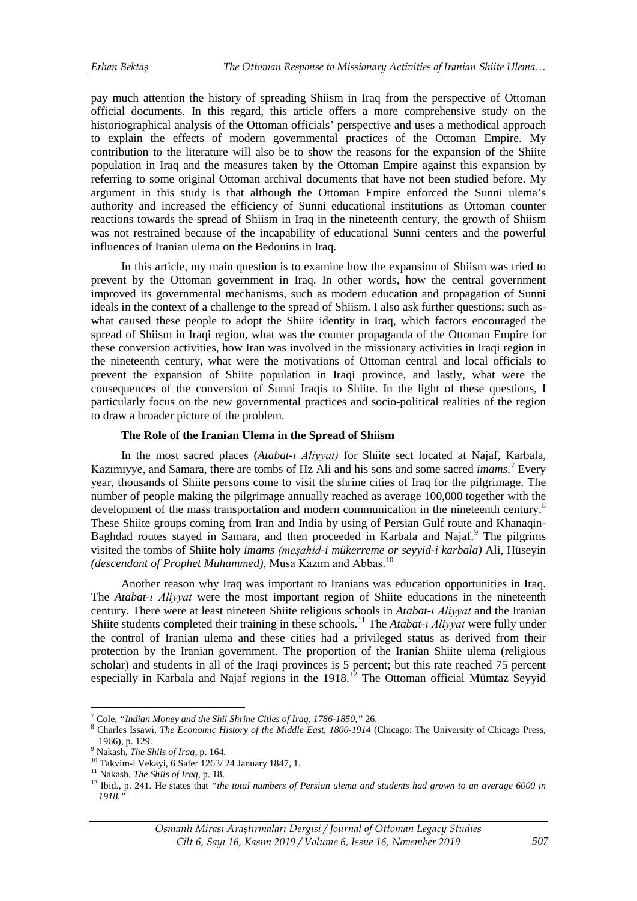pay much attention the history of spreading Shiism in Iraq from the perspective of Ottoman official documents. In this regard, this article offers a more comprehensive study on the historiographical analysis of the Ottoman officials' perspective and uses a methodical approach to explain the effects of modern governmental practices of the Ottoman Empire. My contribution to the literature will also be to show the reasons for the expansion of the Shiite population in Iraq and the measures taken by the Ottoman Empire against this expansion by referring to some original Ottoman archival documents that have not been studied before. My argument in this study is that although the Ottoman Empire enforced the Sunni ulema's authority and increased the efficiency of Sunni educational institutions as Ottoman counter reactions towards the spread of Shiism in Iraq in the nineteenth century, the growth of Shiism was not restrained because of the incapability of educational Sunni centers and the powerful influences of Iranian ulema on the Bedouins in Iraq.

In this article, my main question is to examine how the expansion of Shiism was tried to prevent by the Ottoman government in Iraq. In other words, how the central government improved its governmental mechanisms, such as modern education and propagation of Sunni ideals in the context of a challenge to the spread of Shiism. I also ask further questions; such as- what caused these people to adopt the Shiite identity in Iraq, which factors encouraged the spread of Shiism in Iraqi region, what was the counter propaganda of the Ottoman Empire for these conversion activities, how Iran was involved in the missionary activities in Iraqi region in the nineteenth century, what were the motivations of Ottoman central and local officials to prevent the expansion of Shiite population in Iraqi province, and lastly, what were the consequences of the conversion of Sunni Iraqis to Shiite. In the light of these questions, I particularly focus on the new governmental practices and socio-political realities of the region to draw a broader picture of the problem.

### The Role of the Iranian Ulema in the Spread of Shiism

In the most sacred places (*Atabat-ı Aliyyat)* for Shiite sect located at Najaf, Karbala, Kazımıyye, and Samara, there are tombs of Hz Ali and his sons and some sacred *imams*.[7] Every year, thousands of Shiite persons come to visit the shrine cities of Iraq for the pilgrimage. The number of people making the pilgrimage annually reached as average 100,000 together with the development of the mass transportation and modern communication in the nineteenth century.[8] These Shiite groups coming from Iran and India by using of Persian Gulf route and Khanaqin-Baghdad routes stayed in Samara, and then proceeded in Karbala and Najaf.[9] The pilgrims visited the tombs of Shiite holy *imams (meşahid-i mükerreme or seyyid-i karbala)* Ali, Hüseyin *(descendant of Prophet Muhammed),* Musa Kazım and Abbas.[10]

Another reason why Iraq was important to Iranians was education opportunities in Iraq. The *Atabat-ı Aliyyat* were the most important region of Shiite educations in the nineteenth century. There were at least nineteen Shiite religious schools in *Atabat-ı Aliyyat* and the Iranian Shiite students completed their training in these schools.[11] The *Atabat-ı Aliyyat* were fully under the control of Iranian ulema and these cities had a privileged status as derived from their protection by the Iranian government. The proportion of the Iranian Shiite ulema (religious scholar) and students in all of the Iraqi provinces is 5 percent; but this rate reached 75 percent especially in Karbala and Najaf regions in the 1918.[12] The Ottoman official Mümtaz Seyyid

---

[7] Cole, *"Indian Money and the Shii Shrine Cities of Iraq, 1786-1850,"* 26.

[8] Charles Issawi, *The Economic History of the Middle East, 1800-1914* (Chicago: The University of Chicago Press, 1966), p. 129.

[9] Nakash, *The Shiis of Iraq*, p. 164.

[10] Takvim-i Vekayi, 6 Safer 1263/ 24 January 1847, 1.

[11] Nakash, *The Shiis of Iraq*, p. 18.

[12] Ibid., p. 241. He states that *"the total numbers of Persian ulema and students had grown to an average 6000 in 1918."*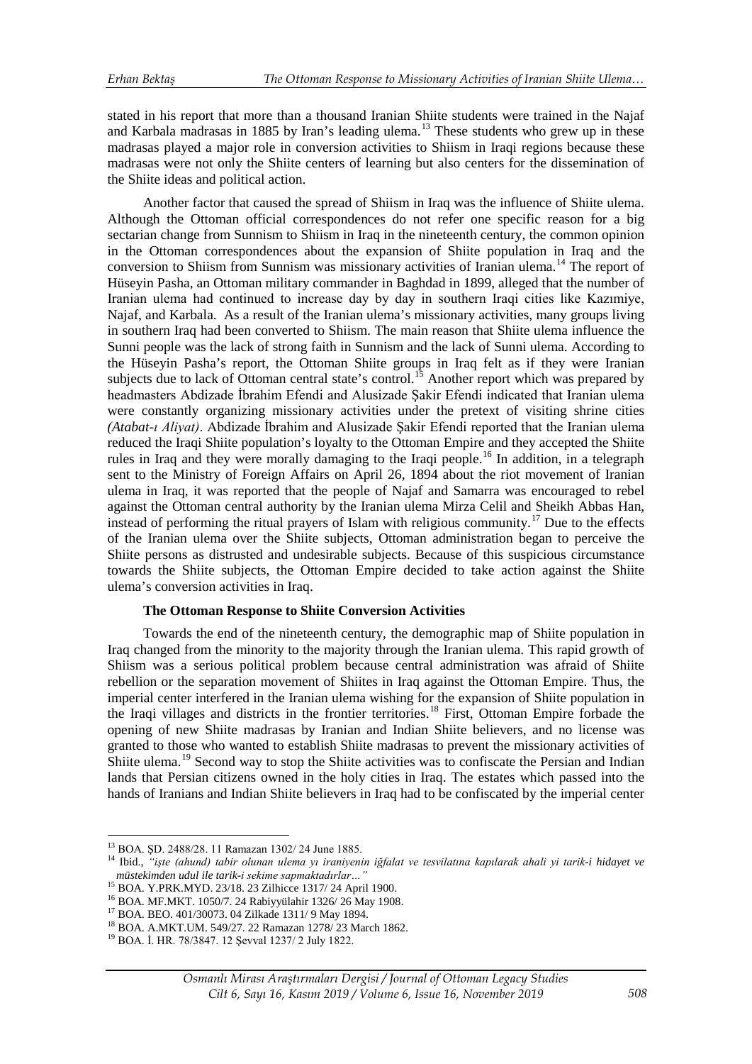stated in his report that more than a thousand Iranian Shiite students were trained in the Najaf and Karbala madrasas in 1885 by Iran's leading ulema.[13] These students who grew up in these madrasas played a major role in conversion activities to Shiism in Iraqi regions because these madrasas were not only the Shiite centers of learning but also centers for the dissemination of the Shiite ideas and political action.

Another factor that caused the spread of Shiism in Iraq was the influence of Shiite ulema. Although the Ottoman official correspondences do not refer one specific reason for a big sectarian change from Sunnism to Shiism in Iraq in the nineteenth century, the common opinion in the Ottoman correspondences about the expansion of Shiite population in Iraq and the conversion to Shiism from Sunnism was missionary activities of Iranian ulema.[14] The report of Hüseyin Pasha, an Ottoman military commander in Baghdad in 1899, alleged that the number of Iranian ulema had continued to increase day by day in southern Iraqi cities like Kazımiye, Najaf, and Karbala. As a result of the Iranian ulema's missionary activities, many groups living in southern Iraq had been converted to Shiism. The main reason that Shiite ulema influence the Sunni people was the lack of strong faith in Sunnism and the lack of Sunni ulema. According to the Hüseyin Pasha's report, the Ottoman Shiite groups in Iraq felt as if they were Iranian subjects due to lack of Ottoman central state's control.[15] Another report which was prepared by headmasters Abdizade İbrahim Efendi and Alusizade Şakir Efendi indicated that Iranian ulema were constantly organizing missionary activities under the pretext of visiting shrine cities *(Atabat-ı Aliyat)*. Abdizade İbrahim and Alusizade Şakir Efendi reported that the Iranian ulema reduced the Iraqi Shiite population's loyalty to the Ottoman Empire and they accepted the Shiite rules in Iraq and they were morally damaging to the Iraqi people.[16] In addition, in a telegraph sent to the Ministry of Foreign Affairs on April 26, 1894 about the riot movement of Iranian ulema in Iraq, it was reported that the people of Najaf and Samarra was encouraged to rebel against the Ottoman central authority by the Iranian ulema Mirza Celil and Sheikh Abbas Han, instead of performing the ritual prayers of Islam with religious community.[17] Due to the effects of the Iranian ulema over the Shiite subjects, Ottoman administration began to perceive the Shiite persons as distrusted and undesirable subjects. Because of this suspicious circumstance towards the Shiite subjects, the Ottoman Empire decided to take action against the Shiite ulema's conversion activities in Iraq.

### The Ottoman Response to Shiite Conversion Activities

Towards the end of the nineteenth century, the demographic map of Shiite population in Iraq changed from the minority to the majority through the Iranian ulema. This rapid growth of Shiism was a serious political problem because central administration was afraid of Shiite rebellion or the separation movement of Shiites in Iraq against the Ottoman Empire. Thus, the imperial center interfered in the Iranian ulema wishing for the expansion of Shiite population in the Iraqi villages and districts in the frontier territories.[18] First, Ottoman Empire forbade the opening of new Shiite madrasas by Iranian and Indian Shiite believers, and no license was granted to those who wanted to establish Shiite madrasas to prevent the missionary activities of Shiite ulema.[19] Second way to stop the Shiite activities was to confiscate the Persian and Indian lands that Persian citizens owned in the holy cities in Iraq. The estates which passed into the hands of Iranians and Indian Shiite believers in Iraq had to be confiscated by the imperial center

---

[13] BOA. ŞD. 2488/28. 11 Ramazan 1302/ 24 June 1885.

[14] Ibid., *"işte (ahund) tabir olunan ulema yı iraniyenin iğfalat ve tesvilatına kapılarak ahali yi tarik-i hidayet ve müstekimden udul ile tarik-i sekime sapmaktadırlar…"*

[15] BOA. Y.PRK.MYD. 23/18. 23 Zilhicce 1317/ 24 April 1900.

[16] BOA. MF.MKT. 1050/7. 24 Rabiyyülahir 1326/ 26 May 1908.

[17] BOA. BEO. 401/30073. 04 Zilkade 1311/ 9 May 1894.

[18] BOA. A.MKT.UM. 549/27. 22 Ramazan 1278/ 23 March 1862.

[19] BOA. İ. HR. 78/3847. 12 Şevval 1237/ 2 July 1822.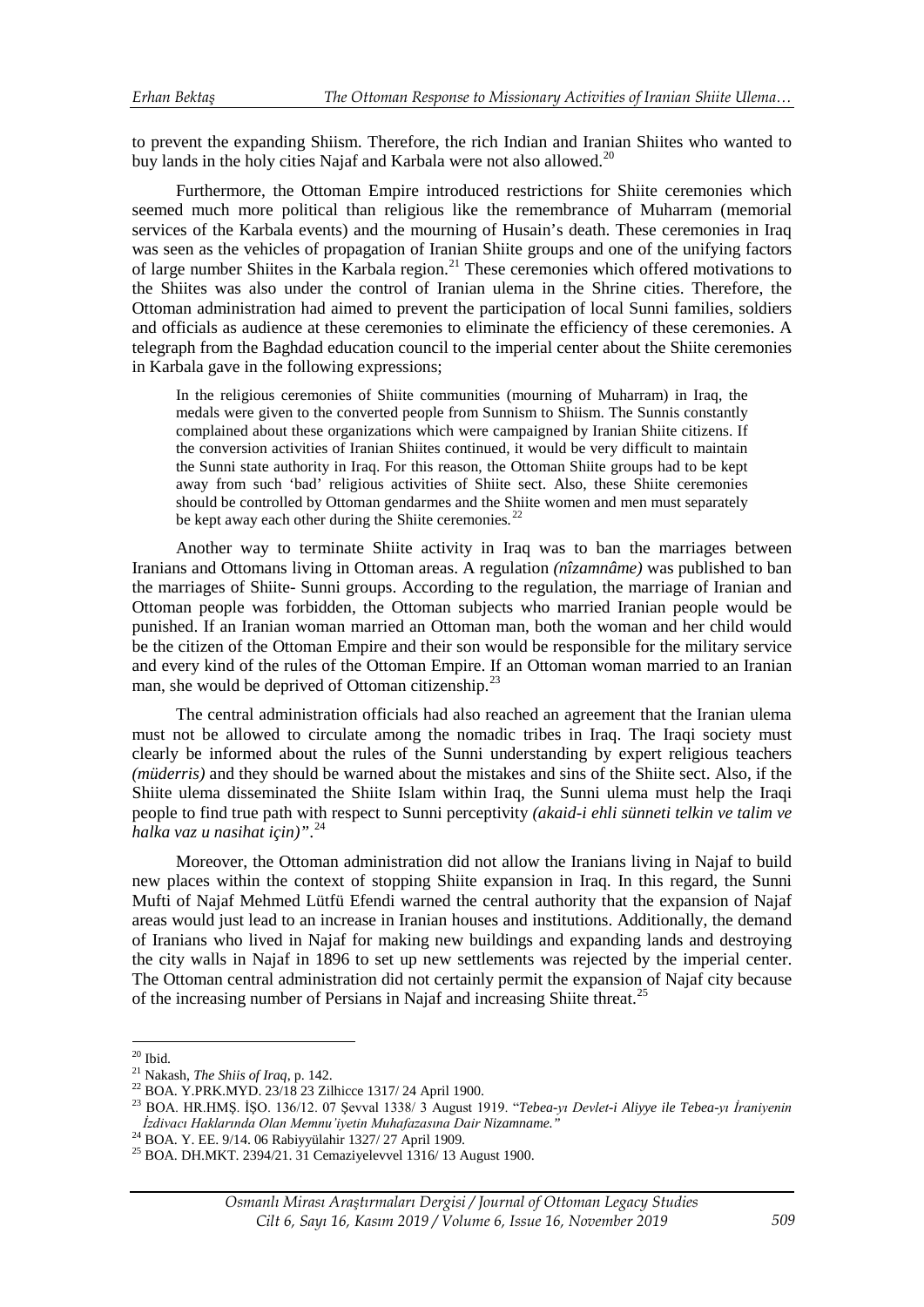to prevent the expanding Shiism. Therefore, the rich Indian and Iranian Shiites who wanted to buy lands in the holy cities Najaf and Karbala were not also allowed.[20]

Furthermore, the Ottoman Empire introduced restrictions for Shiite ceremonies which seemed much more political than religious like the remembrance of Muharram (memorial services of the Karbala events) and the mourning of Husain's death. These ceremonies in Iraq was seen as the vehicles of propagation of Iranian Shiite groups and one of the unifying factors of large number Shiites in the Karbala region.[21] These ceremonies which offered motivations to the Shiites was also under the control of Iranian ulema in the Shrine cities. Therefore, the Ottoman administration had aimed to prevent the participation of local Sunni families, soldiers and officials as audience at these ceremonies to eliminate the efficiency of these ceremonies. A telegraph from the Baghdad education council to the imperial center about the Shiite ceremonies in Karbala gave in the following expressions;

> In the religious ceremonies of Shiite communities (mourning of Muharram) in Iraq, the medals were given to the converted people from Sunnism to Shiism. The Sunnis constantly complained about these organizations which were campaigned by Iranian Shiite citizens. If the conversion activities of Iranian Shiites continued, it would be very difficult to maintain the Sunni state authority in Iraq. For this reason, the Ottoman Shiite groups had to be kept away from such 'bad' religious activities of Shiite sect. Also, these Shiite ceremonies should be controlled by Ottoman gendarmes and the Shiite women and men must separately be kept away each other during the Shiite ceremonies.[22]

Another way to terminate Shiite activity in Iraq was to ban the marriages between Iranians and Ottomans living in Ottoman areas. A regulation *(nîzamnâme)* was published to ban the marriages of Shiite- Sunni groups. According to the regulation, the marriage of Iranian and Ottoman people was forbidden, the Ottoman subjects who married Iranian people would be punished. If an Iranian woman married an Ottoman man, both the woman and her child would be the citizen of the Ottoman Empire and their son would be responsible for the military service and every kind of the rules of the Ottoman Empire. If an Ottoman woman married to an Iranian man, she would be deprived of Ottoman citizenship.[23]

The central administration officials had also reached an agreement that the Iranian ulema must not be allowed to circulate among the nomadic tribes in Iraq. The Iraqi society must clearly be informed about the rules of the Sunni understanding by expert religious teachers *(müderris)* and they should be warned about the mistakes and sins of the Shiite sect. Also, if the Shiite ulema disseminated the Shiite Islam within Iraq, the Sunni ulema must help the Iraqi people to find true path with respect to Sunni perceptivity *(akaid-i ehli sünneti telkin ve talim ve halka vaz u nasihat için)"*.[24]

Moreover, the Ottoman administration did not allow the Iranians living in Najaf to build new places within the context of stopping Shiite expansion in Iraq. In this regard, the Sunni Mufti of Najaf Mehmed Lütfü Efendi warned the central authority that the expansion of Najaf areas would just lead to an increase in Iranian houses and institutions. Additionally, the demand of Iranians who lived in Najaf for making new buildings and expanding lands and destroying the city walls in Najaf in 1896 to set up new settlements was rejected by the imperial center. The Ottoman central administration did not certainly permit the expansion of Najaf city because of the increasing number of Persians in Najaf and increasing Shiite threat.[25]

---

[20] Ibid.

[21] Nakash, *The Shiis of Iraq*, p. 142.

[22] BOA. Y.PRK.MYD. 23/18 23 Zilhicce 1317/ 24 April 1900.

[23] BOA. HR.HMŞ. İŞO. 136/12. 07 Şevval 1338/ 3 August 1919. "*Tebea-yı Devlet-i Aliyye ile Tebea-yı İraniyenin İzdivacı Haklarında Olan Memnu'iyetin Muhafazasına Dair Nizamname."*

[24] BOA. Y. EE. 9/14. 06 Rabiyyülahir 1327/ 27 April 1909.

[25] BOA. DH.MKT. 2394/21. 31 Cemaziyelevvel 1316/ 13 August 1900.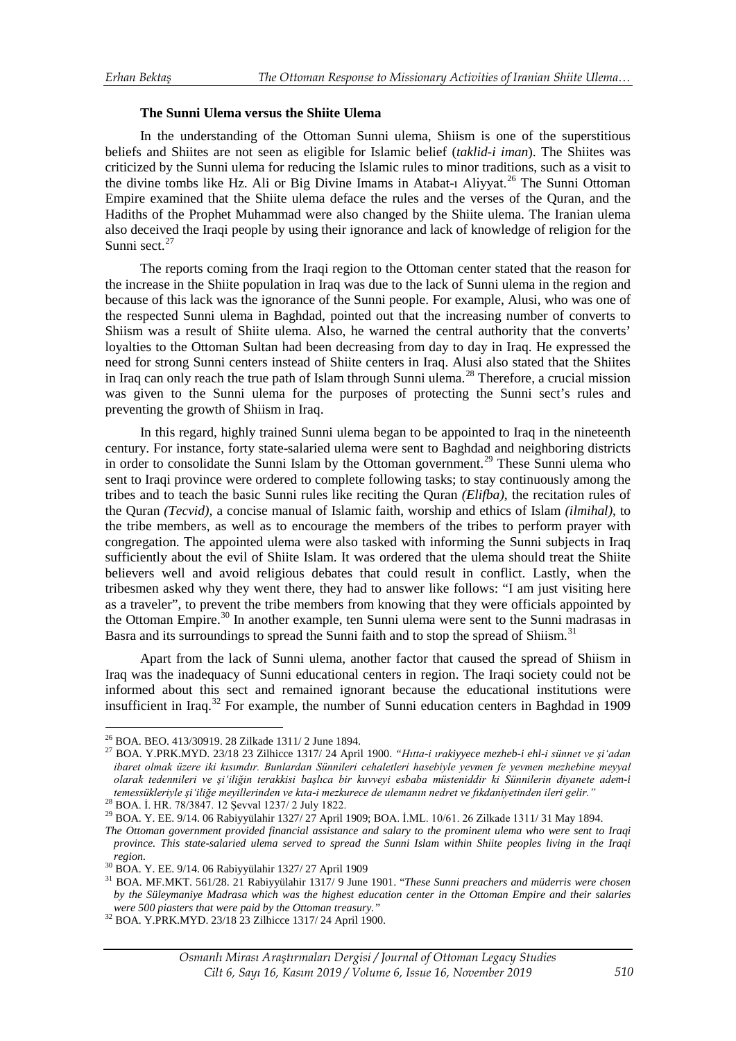### The Sunni Ulema versus the Shiite Ulema

In the understanding of the Ottoman Sunni ulema, Shiism is one of the superstitious beliefs and Shiites are not seen as eligible for Islamic belief (*taklid-i iman*). The Shiites was criticized by the Sunni ulema for reducing the Islamic rules to minor traditions, such as a visit to the divine tombs like Hz. Ali or Big Divine Imams in Atabat-ı Aliyyat.[26] The Sunni Ottoman Empire examined that the Shiite ulema deface the rules and the verses of the Quran, and the Hadiths of the Prophet Muhammad were also changed by the Shiite ulema. The Iranian ulema also deceived the Iraqi people by using their ignorance and lack of knowledge of religion for the Sunni sect.[27]

The reports coming from the Iraqi region to the Ottoman center stated that the reason for the increase in the Shiite population in Iraq was due to the lack of Sunni ulema in the region and because of this lack was the ignorance of the Sunni people. For example, Alusi, who was one of the respected Sunni ulema in Baghdad, pointed out that the increasing number of converts to Shiism was a result of Shiite ulema. Also, he warned the central authority that the converts' loyalties to the Ottoman Sultan had been decreasing from day to day in Iraq. He expressed the need for strong Sunni centers instead of Shiite centers in Iraq. Alusi also stated that the Shiites in Iraq can only reach the true path of Islam through Sunni ulema.[28] Therefore, a crucial mission was given to the Sunni ulema for the purposes of protecting the Sunni sect's rules and preventing the growth of Shiism in Iraq.

In this regard, highly trained Sunni ulema began to be appointed to Iraq in the nineteenth century. For instance, forty state-salaried ulema were sent to Baghdad and neighboring districts in order to consolidate the Sunni Islam by the Ottoman government.[29] These Sunni ulema who sent to Iraqi province were ordered to complete following tasks; to stay continuously among the tribes and to teach the basic Sunni rules like reciting the Quran *(Elifba)*, the recitation rules of the Quran *(Tecvid)*, a concise manual of Islamic faith, worship and ethics of Islam *(ilmihal)*, to the tribe members, as well as to encourage the members of the tribes to perform prayer with congregation. The appointed ulema were also tasked with informing the Sunni subjects in Iraq sufficiently about the evil of Shiite Islam. It was ordered that the ulema should treat the Shiite believers well and avoid religious debates that could result in conflict. Lastly, when the tribesmen asked why they went there, they had to answer like follows: "I am just visiting here as a traveler", to prevent the tribe members from knowing that they were officials appointed by the Ottoman Empire.[30] In another example, ten Sunni ulema were sent to the Sunni madrasas in Basra and its surroundings to spread the Sunni faith and to stop the spread of Shiism.[31]

Apart from the lack of Sunni ulema, another factor that caused the spread of Shiism in Iraq was the inadequacy of Sunni educational centers in region. The Iraqi society could not be informed about this sect and remained ignorant because the educational institutions were insufficient in Iraq.[32] For example, the number of Sunni education centers in Baghdad in 1909

---

[26] BOA. BEO. 413/30919. 28 Zilkade 1311/ 2 June 1894.

[27] BOA. Y.PRK.MYD. 23/18 23 Zilhicce 1317/ 24 April 1900. *"Hıtta-i ırakiyyece mezheb-i ehl-i sünnet ve şi'adan ibaret olmak üzere iki kısımdır. Bunlardan Sünnileri cehaletleri hasebiyle yevmen fe yevmen mezhebine meyyal olarak tedennileri ve şi'iliğin terakkisi başlıca bir kuvveyi esbaba müsteniddir ki Sünnilerin diyanete adem-i temessükleriyle şi'iliğe meyillerinden ve kıta-i mezkurece de ulemanın nedret ve fıkdaniyetinden ileri gelir."*

[28] BOA. İ. HR. 78/3847. 12 Şevval 1237/ 2 July 1822.

[29] BOA. Y. EE. 9/14. 06 Rabiyyülahir 1327/ 27 April 1909; BOA. İ.ML. 10/61. 26 Zilkade 1311/ 31 May 1894.
*The Ottoman government provided financial assistance and salary to the prominent ulema who were sent to Iraqi province. This state-salaried ulema served to spread the Sunni Islam within Shiite peoples living in the Iraqi region.*

[30] BOA. Y. EE. 9/14. 06 Rabiyyülahir 1327/ 27 April 1909

[31] BOA. MF.MKT. 561/28. 21 Rabiyyülahir 1317/ 9 June 1901. "*These Sunni preachers and müderris were chosen by the Süleymaniye Madrasa which was the highest education center in the Ottoman Empire and their salaries were 500 piasters that were paid by the Ottoman treasury.*"

[32] BOA. Y.PRK.MYD. 23/18 23 Zilhicce 1317/ 24 April 1900.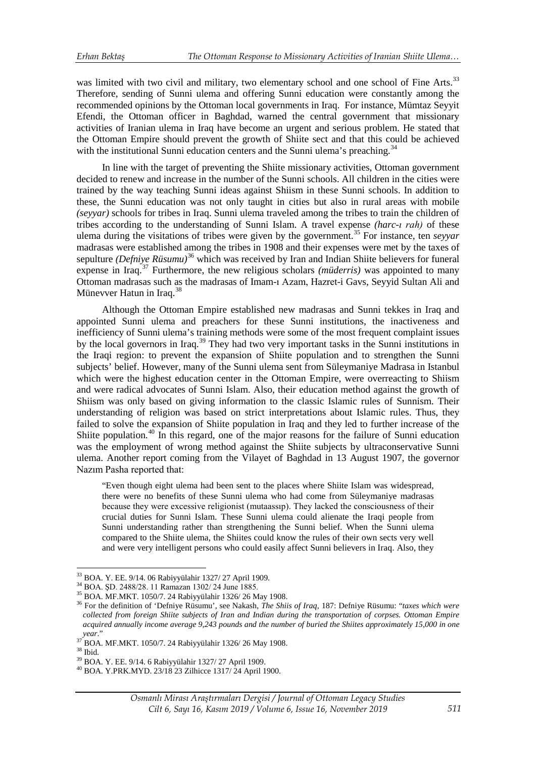was limited with two civil and military, two elementary school and one school of Fine Arts.[33] Therefore, sending of Sunni ulema and offering Sunni education were constantly among the recommended opinions by the Ottoman local governments in Iraq. For instance, Mümtaz Seyyit Efendi, the Ottoman officer in Baghdad, warned the central government that missionary activities of Iranian ulema in Iraq have become an urgent and serious problem. He stated that the Ottoman Empire should prevent the growth of Shiite sect and that this could be achieved with the institutional Sunni education centers and the Sunni ulema's preaching.[34]

In line with the target of preventing the Shiite missionary activities, Ottoman government decided to renew and increase in the number of the Sunni schools. All children in the cities were trained by the way teaching Sunni ideas against Shiism in these Sunni schools. In addition to these, the Sunni education was not only taught in cities but also in rural areas with mobile *(seyyar)* schools for tribes in Iraq. Sunni ulema traveled among the tribes to train the children of tribes according to the understanding of Sunni Islam. A travel expense *(harc-ı rah)* of these ulema during the visitations of tribes were given by the government.[35] For instance, ten *seyyar* madrasas were established among the tribes in 1908 and their expenses were met by the taxes of sepulture *(Defniye Rüsumu)*[36] which was received by Iran and Indian Shiite believers for funeral expense in Iraq.[37] Furthermore, the new religious scholars *(müderris)* was appointed to many Ottoman madrasas such as the madrasas of Imam-ı Azam, Hazret-i Gavs, Seyyid Sultan Ali and Münevver Hatun in Iraq.[38]

Although the Ottoman Empire established new madrasas and Sunni tekkes in Iraq and appointed Sunni ulema and preachers for these Sunni institutions, the inactiveness and inefficiency of Sunni ulema's training methods were some of the most frequent complaint issues by the local governors in Iraq.[39] They had two very important tasks in the Sunni institutions in the Iraqi region: to prevent the expansion of Shiite population and to strengthen the Sunni subjects' belief. However, many of the Sunni ulema sent from Süleymaniye Madrasa in Istanbul which were the highest education center in the Ottoman Empire, were overreacting to Shiism and were radical advocates of Sunni Islam. Also, their education method against the growth of Shiism was only based on giving information to the classic Islamic rules of Sunnism. Their understanding of religion was based on strict interpretations about Islamic rules. Thus, they failed to solve the expansion of Shiite population in Iraq and they led to further increase of the Shiite population.[40] In this regard, one of the major reasons for the failure of Sunni education was the employment of wrong method against the Shiite subjects by ultraconservative Sunni ulema. Another report coming from the Vilayet of Baghdad in 13 August 1907, the governor Nazım Pasha reported that:

> "Even though eight ulema had been sent to the places where Shiite Islam was widespread, there were no benefits of these Sunni ulema who had come from Süleymaniye madrasas because they were excessive religionist (mutaassıp). They lacked the consciousness of their crucial duties for Sunni Islam. These Sunni ulema could alienate the Iraqi people from Sunni understanding rather than strengthening the Sunni belief. When the Sunni ulema compared to the Shiite ulema, the Shiites could know the rules of their own sects very well and were very intelligent persons who could easily affect Sunni believers in Iraq. Also, they

---

[33] BOA. Y. EE. 9/14. 06 Rabiyyülahir 1327/ 27 April 1909.

[34] BOA. ŞD. 2488/28. 11 Ramazan 1302/ 24 June 1885.

[35] BOA. MF.MKT. 1050/7. 24 Rabiyyülahir 1326/ 26 May 1908.

[36] For the definition of 'Defniye Rüsumu', see Nakash, *The Shiis of Iraq*, 187: Defniye Rüsumu: "*taxes which were collected from foreign Shiite subjects of Iran and Indian during the transportation of corpses. Ottoman Empire acquired annually income average 9,243 pounds and the number of buried the Shiites approximately 15,000 in one year*."

[37] BOA. MF.MKT. 1050/7. 24 Rabiyyülahir 1326/ 26 May 1908.

[38] Ibid.

[39] BOA. Y. EE. 9/14. 6 Rabiyyülahir 1327/ 27 April 1909.

[40] BOA. Y.PRK.MYD. 23/18 23 Zilhicce 1317/ 24 April 1900.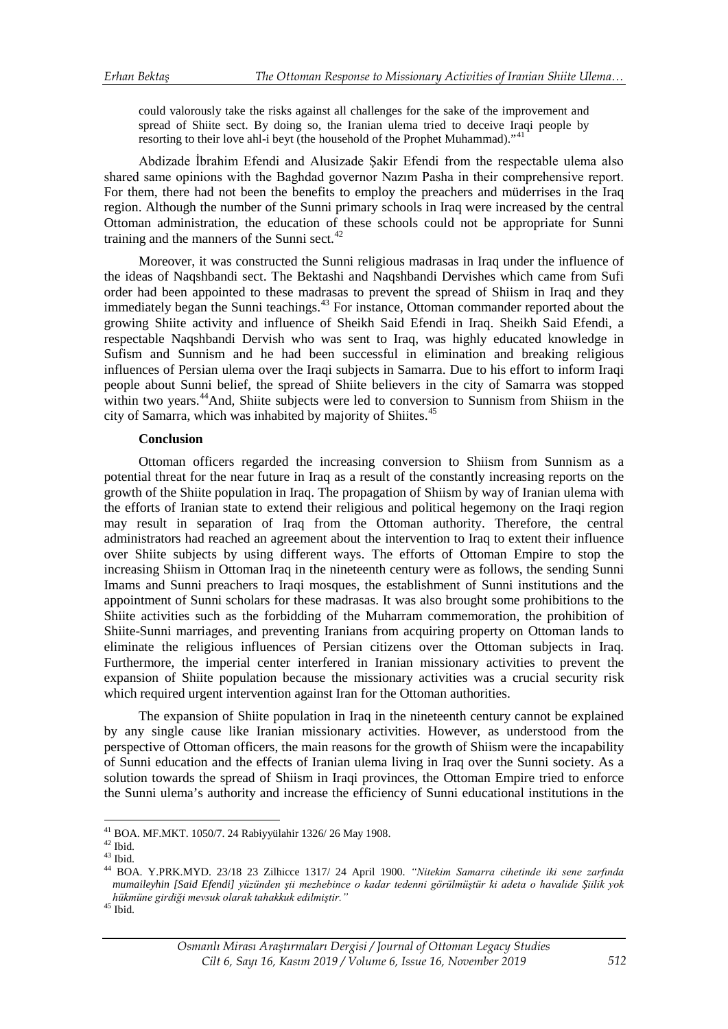could valorously take the risks against all challenges for the sake of the improvement and spread of Shiite sect. By doing so, the Iranian ulema tried to deceive Iraqi people by resorting to their love ahl-i beyt (the household of the Prophet Muhammad)."[41]

Abdizade İbrahim Efendi and Alusizade Şakir Efendi from the respectable ulema also shared same opinions with the Baghdad governor Nazım Pasha in their comprehensive report. For them, there had not been the benefits to employ the preachers and müderrises in the Iraq region. Although the number of the Sunni primary schools in Iraq were increased by the central Ottoman administration, the education of these schools could not be appropriate for Sunni training and the manners of the Sunni sect.[42]

Moreover, it was constructed the Sunni religious madrasas in Iraq under the influence of the ideas of Naqshbandi sect. The Bektashi and Naqshbandi Dervishes which came from Sufi order had been appointed to these madrasas to prevent the spread of Shiism in Iraq and they immediately began the Sunni teachings.[43] For instance, Ottoman commander reported about the growing Shiite activity and influence of Sheikh Said Efendi in Iraq. Sheikh Said Efendi, a respectable Naqshbandi Dervish who was sent to Iraq, was highly educated knowledge in Sufism and Sunnism and he had been successful in elimination and breaking religious influences of Persian ulema over the Iraqi subjects in Samarra. Due to his effort to inform Iraqi people about Sunni belief, the spread of Shiite believers in the city of Samarra was stopped within two years.[44]And, Shiite subjects were led to conversion to Sunnism from Shiism in the city of Samarra, which was inhabited by majority of Shiites.[45]

## Conclusion

Ottoman officers regarded the increasing conversion to Shiism from Sunnism as a potential threat for the near future in Iraq as a result of the constantly increasing reports on the growth of the Shiite population in Iraq. The propagation of Shiism by way of Iranian ulema with the efforts of Iranian state to extend their religious and political hegemony on the Iraqi region may result in separation of Iraq from the Ottoman authority. Therefore, the central administrators had reached an agreement about the intervention to Iraq to extent their influence over Shiite subjects by using different ways. The efforts of Ottoman Empire to stop the increasing Shiism in Ottoman Iraq in the nineteenth century were as follows, the sending Sunni Imams and Sunni preachers to Iraqi mosques, the establishment of Sunni institutions and the appointment of Sunni scholars for these madrasas. It was also brought some prohibitions to the Shiite activities such as the forbidding of the Muharram commemoration, the prohibition of Shiite-Sunni marriages, and preventing Iranians from acquiring property on Ottoman lands to eliminate the religious influences of Persian citizens over the Ottoman subjects in Iraq. Furthermore, the imperial center interfered in Iranian missionary activities to prevent the expansion of Shiite population because the missionary activities was a crucial security risk which required urgent intervention against Iran for the Ottoman authorities.

The expansion of Shiite population in Iraq in the nineteenth century cannot be explained by any single cause like Iranian missionary activities. However, as understood from the perspective of Ottoman officers, the main reasons for the growth of Shiism were the incapability of Sunni education and the effects of Iranian ulema living in Iraq over the Sunni society. As a solution towards the spread of Shiism in Iraqi provinces, the Ottoman Empire tried to enforce the Sunni ulema's authority and increase the efficiency of Sunni educational institutions in the

---

[41] BOA. MF.MKT. 1050/7. 24 Rabiyyülahir 1326/ 26 May 1908.

[42] Ibid.

[43] Ibid.

[44] BOA. Y.PRK.MYD. 23/18 23 Zilhicce 1317/ 24 April 1900. *"Nitekim Samarra cihetinde iki sene zarfında mumaileyhin [Said Efendi] yüzünden şii mezhebince o kadar tedenni görülmüştür ki adeta o havalide Şiilik yok hükmüne girdiği mevsuk olarak tahakkuk edilmiştir."*

[45] Ibid.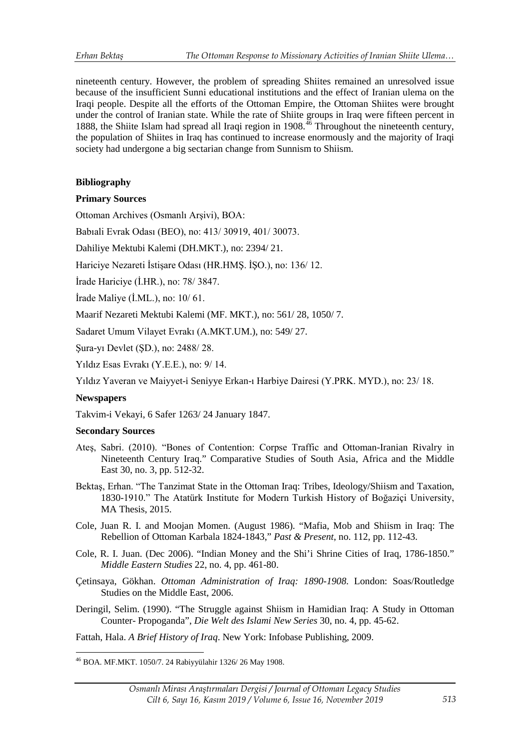nineteenth century. However, the problem of spreading Shiites remained an unresolved issue because of the insufficient Sunni educational institutions and the effect of Iranian ulema on the Iraqi people. Despite all the efforts of the Ottoman Empire, the Ottoman Shiites were brought under the control of Iranian state. While the rate of Shiite groups in Iraq were fifteen percent in 1888, the Shiite Islam had spread all Iraqi region in 1908.[46] Throughout the nineteenth century, the population of Shiites in Iraq has continued to increase enormously and the majority of Iraqi society had undergone a big sectarian change from Sunnism to Shiism.

## Bibliography

### Primary Sources

Ottoman Archives (Osmanlı Arşivi), BOA:

Babıali Evrak Odası (BEO), no: 413/ 30919, 401/ 30073.

Dahiliye Mektubi Kalemi (DH.MKT.), no: 2394/ 21.

Hariciye Nezareti İstişare Odası (HR.HMŞ. İŞO.), no: 136/ 12.

İrade Hariciye (İ.HR.), no: 78/ 3847.

İrade Maliye (İ.ML.), no: 10/ 61.

Maarif Nezareti Mektubi Kalemi (MF. MKT.), no: 561/ 28, 1050/ 7.

Sadaret Umum Vilayet Evrakı (A.MKT.UM.), no: 549/ 27.

Şura-yı Devlet (ŞD.), no: 2488/ 28.

Yıldız Esas Evrakı (Y.E.E.), no: 9/ 14.

Yıldız Yaveran ve Maiyyet-i Seniyye Erkan-ı Harbiye Dairesi (Y.PRK. MYD.), no: 23/ 18.

### Newspapers

Takvim-i Vekayi, 6 Safer 1263/ 24 January 1847.

### Secondary Sources

Ateş, Sabri. (2010). "Bones of Contention: Corpse Traffic and Ottoman-Iranian Rivalry in Nineteenth Century Iraq." Comparative Studies of South Asia, Africa and the Middle East 30, no. 3, pp. 512-32.

Bektaş, Erhan. "The Tanzimat State in the Ottoman Iraq: Tribes, Ideology/Shiism and Taxation, 1830-1910." The Atatürk Institute for Modern Turkish History of Boğaziçi University, MA Thesis, 2015.

Cole, Juan R. I. and Moojan Momen. (August 1986). "Mafia, Mob and Shiism in Iraq: The Rebellion of Ottoman Karbala 1824-1843," *Past & Present*, no. 112, pp. 112-43.

Cole, R. I. Juan. (Dec 2006). "Indian Money and the Shi'i Shrine Cities of Iraq, 1786-1850." *Middle Eastern Studies* 22, no. 4, pp. 461-80.

Çetinsaya, Gökhan. *Ottoman Administration of Iraq: 1890-1908*. London: Soas/Routledge Studies on the Middle East, 2006.

Deringil, Selim. (1990). "The Struggle against Shiism in Hamidian Iraq: A Study in Ottoman Counter- Propoganda", *Die Welt des Islami New Series* 30, no. 4, pp. 45-62.

Fattah, Hala. *A Brief History of Iraq*. New York: Infobase Publishing, 2009.

[46] BOA. MF.MKT. 1050/7. 24 Rabiyyülahir 1326/ 26 May 1908.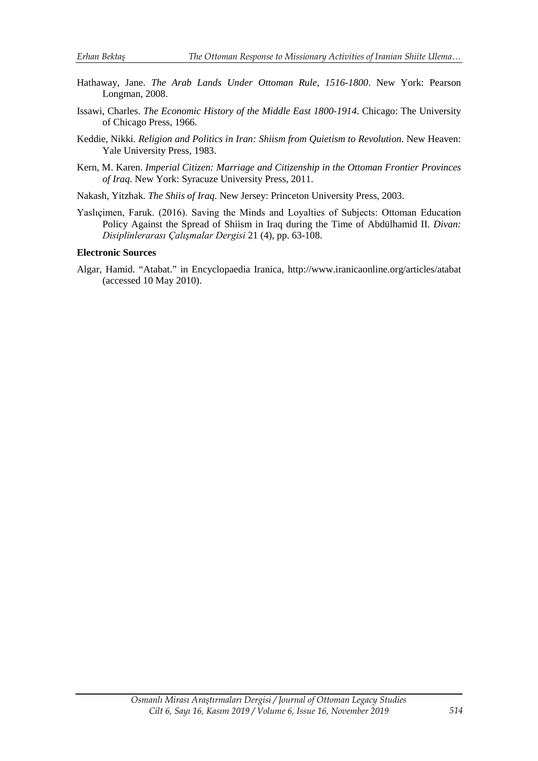Hathaway, Jane. *The Arab Lands Under Ottoman Rule, 1516-1800*. New York: Pearson Longman, 2008.

Issawi, Charles. *The Economic History of the Middle East 1800-1914*. Chicago: The University of Chicago Press, 1966.

Keddie, Nikki. *Religion and Politics in Iran: Shiism from Quietism to Revolution*. New Heaven: Yale University Press, 1983.

Kern, M. Karen. *Imperial Citizen: Marriage and Citizenship in the Ottoman Frontier Provinces of Iraq*. New York: Syracuze University Press, 2011.

Nakash, Yitzhak. *The Shiis of Iraq.* New Jersey: Princeton University Press, 2003.

Yaslıçimen, Faruk. (2016). Saving the Minds and Loyalties of Subjects: Ottoman Education Policy Against the Spread of Shiism in Iraq during the Time of Abdülhamid II. *Divan: Disiplinlerarası Çalışmalar Dergisi* 21 (4), pp. 63-108.

**Electronic Sources**

Algar, Hamid. "Atabat." in Encyclopaedia Iranica, http://www.iranicaonline.org/articles/atabat (accessed 10 May 2010).